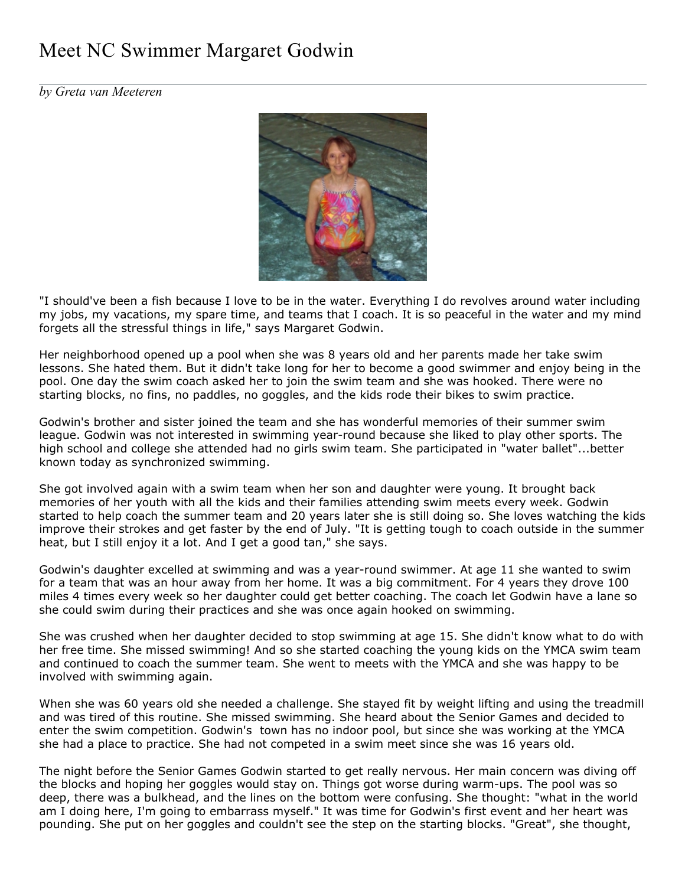# Meet NC Swimmer Margaret Godwin

*by Greta van Meeteren*

"I should've been a fish because I love to be in the water. Everything I do revolves around water including my jobs, my vacations, my spare time, and teams that I coach. It is so peaceful in the water and my mind forgets all the stressful things in life," says Margaret Godwin.

Her neighborhood opened up a pool when she was 8 years old and her parents made her take swim lessons. She hated them. But it didn't take long for her to become a good swimmer and enjoy being in the pool. One day the swim coach asked her to join the swim team and she was hooked. There were no starting blocks, no fins, no paddles, no goggles, and the kids rode their bikes to swim practice.

Godwin's brother and sister joined the team and she has wonderful memories of their summer swim league. Godwin was not interested in swimming year-round because she liked to play other sports. The high school and college she attended had no girls swim team. She participated in "water ballet"...better known today as synchronized swimming.

She got involved again with a swim team when her son and daughter were young. It brought back memories of her youth with all the kids and their families attending swim meets every week. Godwin started to help coach the summer team and 20 years later she is still doing so. She loves watching the kids improve their strokes and get faster by the end of July. "It is getting tough to coach outside in the summer heat, but I still enjoy it a lot. And I get a good tan," she says.

Godwin's daughter excelled at swimming and was a year-round swimmer. At age 11 she wanted to swim for a team that was an hour away from her home. It was a big commitment. For 4 years they drove 100 miles 4 times every week so her daughter could get better coaching. The coach let Godwin have a lane so she could swim during their practices and she was once again hooked on swimming.

She was crushed when her daughter decided to stop swimming at age 15. She didn't know what to do with her free time. She missed swimming! And so she started coaching the young kids on the YMCA swim team and continued to coach the summer team. She went to meets with the YMCA and she was happy to be involved with swimming again.

When she was 60 years old she needed a challenge. She stayed fit by weight lifting and using the treadmill and was tired of this routine. She missed swimming. She heard about the Senior Games and decided to enter the swim competition. Godwin's town has no indoor pool, but since she was working at the YMCA she had a place to practice. She had not competed in a swim meet since she was 16 years old.

The night before the Senior Games Godwin started to get really nervous. Her main concern was diving off the blocks and hoping her goggles would stay on. Things got worse during warm-ups. The pool was so deep, there was a bulkhead, and the lines on the bottom were confusing. She thought: "what in the world am I doing here, I'm going to embarrass myself." It was time for Godwin's first event and her heart was pounding. She put on her goggles and couldn't see the step on the starting blocks. "Great", she thought,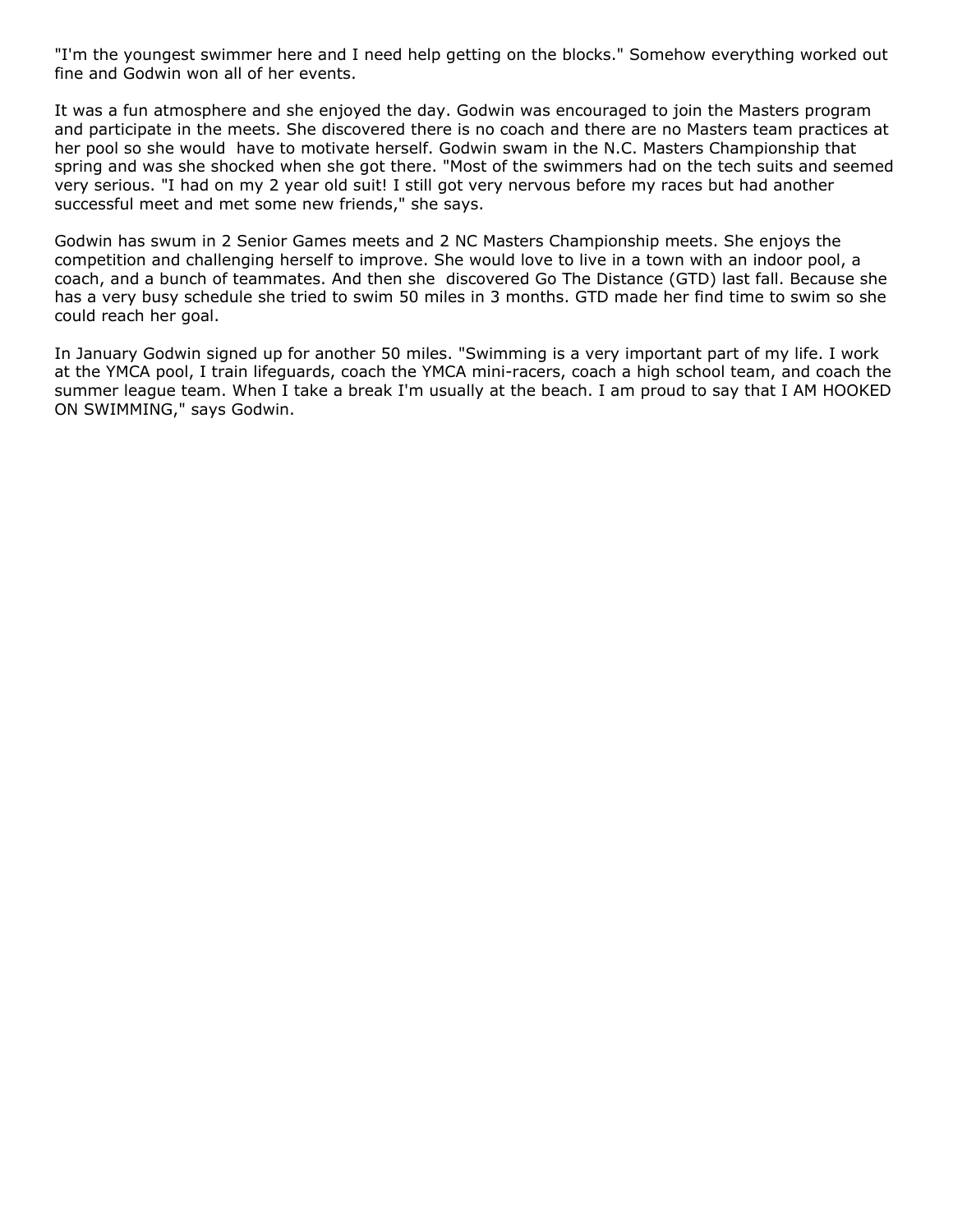"I'm the youngest swimmer here and I need help getting on the blocks." Somehow everything worked out fine and Godwin won all of her events.

It was a fun atmosphere and she enjoyed the day. Godwin was encouraged to join the Masters program and participate in the meets. She discovered there is no coach and there are no Masters team practices at her pool so she would have to motivate herself. Godwin swam in the N.C. Masters Championship that spring and was she shocked when she got there. "Most of the swimmers had on the tech suits and seemed very serious. "I had on my 2 year old suit! I still got very nervous before my races but had another successful meet and met some new friends," she says.

Godwin has swum in 2 Senior Games meets and 2 NC Masters Championship meets. She enjoys the competition and challenging herself to improve. She would love to live in a town with an indoor pool, a coach, and a bunch of teammates. And then she discovered Go The Distance (GTD) last fall. Because she has a very busy schedule she tried to swim 50 miles in 3 months. GTD made her find time to swim so she could reach her goal.

In January Godwin signed up for another 50 miles. "Swimming is a very important part of my life. I work at the YMCA pool, I train lifeguards, coach the YMCA mini-racers, coach a high school team, and coach the summer league team. When I take a break I'm usually at the beach. I am proud to say that I AM HOOKED ON SWIMMING," says Godwin.